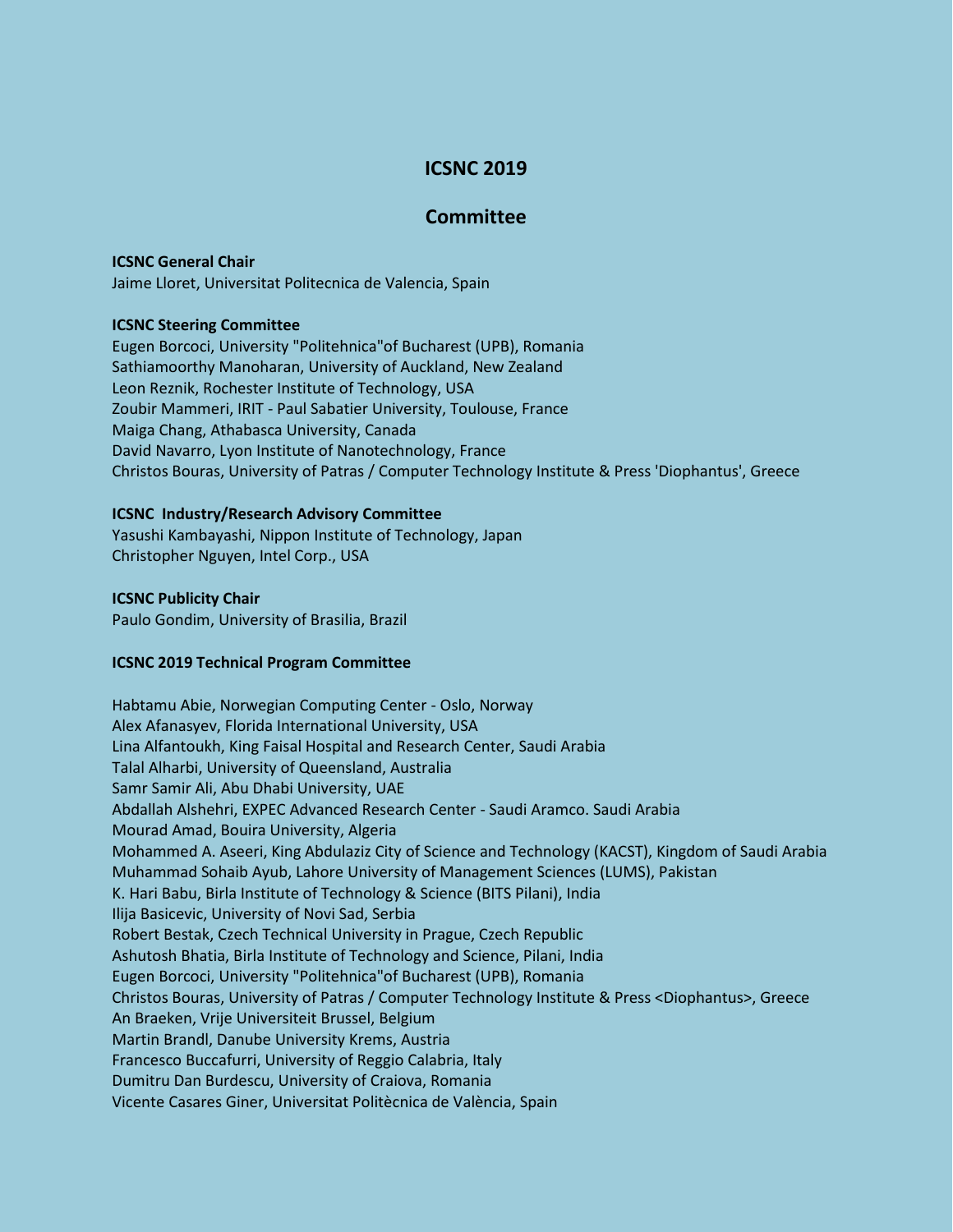# ICSNC 2019

## Committee

**ICSNC General Chair**

Jaime Lloret, Universitat Politecnica de Valencia, Spain

**ICSNC Steering Committee**

Eugen Borcoci, University "Politehnica"of Bucharest (UPB), Romania
Sathiamoorthy Manoharan, University of Auckland, New Zealand
Leon Reznik, Rochester Institute of Technology, USA
Zoubir Mammeri, IRIT - Paul Sabatier University, Toulouse, France
Maiga Chang, Athabasca University, Canada
David Navarro, Lyon Institute of Nanotechnology, France
Christos Bouras, University of Patras / Computer Technology Institute & Press 'Diophantus', Greece

**ICSNC Industry/Research Advisory Committee**

Yasushi Kambayashi, Nippon Institute of Technology, Japan
Christopher Nguyen, Intel Corp., USA

**ICSNC Publicity Chair**

Paulo Gondim, University of Brasilia, Brazil

**ICSNC 2019 Technical Program Committee**

Habtamu Abie, Norwegian Computing Center - Oslo, Norway
Alex Afanasyev, Florida International University, USA
Lina Alfantoukh, King Faisal Hospital and Research Center, Saudi Arabia
Talal Alharbi, University of Queensland, Australia
Samr Samir Ali, Abu Dhabi University, UAE
Abdallah Alshehri, EXPEC Advanced Research Center - Saudi Aramco. Saudi Arabia
Mourad Amad, Bouira University, Algeria
Mohammed A. Aseeri, King Abdulaziz City of Science and Technology (KACST), Kingdom of Saudi Arabia
Muhammad Sohaib Ayub, Lahore University of Management Sciences (LUMS), Pakistan
K. Hari Babu, Birla Institute of Technology & Science (BITS Pilani), India
Ilija Basicevic, University of Novi Sad, Serbia
Robert Bestak, Czech Technical University in Prague, Czech Republic
Ashutosh Bhatia, Birla Institute of Technology and Science, Pilani, India
Eugen Borcoci, University "Politehnica"of Bucharest (UPB), Romania
Christos Bouras, University of Patras / Computer Technology Institute & Press <Diophantus>, Greece
An Braeken, Vrije Universiteit Brussel, Belgium
Martin Brandl, Danube University Krems, Austria
Francesco Buccafurri, University of Reggio Calabria, Italy
Dumitru Dan Burdescu, University of Craiova, Romania
Vicente Casares Giner, Universitat Politècnica de València, Spain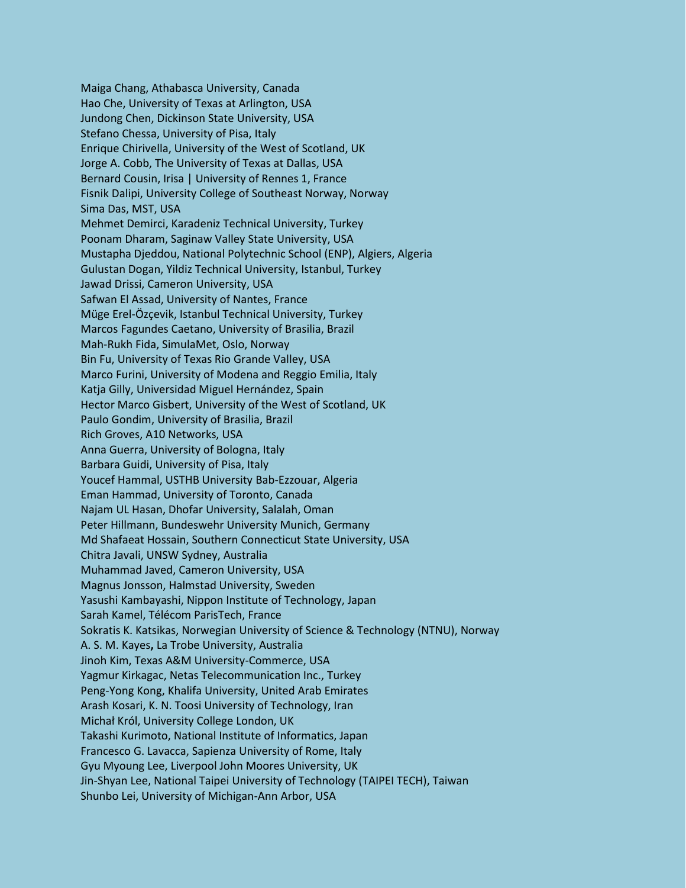Maiga Chang, Athabasca University, Canada
Hao Che, University of Texas at Arlington, USA
Jundong Chen, Dickinson State University, USA
Stefano Chessa, University of Pisa, Italy
Enrique Chirivella, University of the West of Scotland, UK
Jorge A. Cobb, The University of Texas at Dallas, USA
Bernard Cousin, Irisa | University of Rennes 1, France
Fisnik Dalipi, University College of Southeast Norway, Norway
Sima Das, MST, USA
Mehmet Demirci, Karadeniz Technical University, Turkey
Poonam Dharam, Saginaw Valley State University, USA
Mustapha Djeddou, National Polytechnic School (ENP), Algiers, Algeria
Gulustan Dogan, Yildiz Technical University, Istanbul, Turkey
Jawad Drissi, Cameron University, USA
Safwan El Assad, University of Nantes, France
Müge Erel-Özçevik, Istanbul Technical University, Turkey
Marcos Fagundes Caetano, University of Brasilia, Brazil
Mah-Rukh Fida, SimulaMet, Oslo, Norway
Bin Fu, University of Texas Rio Grande Valley, USA
Marco Furini, University of Modena and Reggio Emilia, Italy
Katja Gilly, Universidad Miguel Hernández, Spain
Hector Marco Gisbert, University of the West of Scotland, UK
Paulo Gondim, University of Brasilia, Brazil
Rich Groves, A10 Networks, USA
Anna Guerra, University of Bologna, Italy
Barbara Guidi, University of Pisa, Italy
Youcef Hammal, USTHB University Bab-Ezzouar, Algeria
Eman Hammad, University of Toronto, Canada
Najam UL Hasan, Dhofar University, Salalah, Oman
Peter Hillmann, Bundeswehr University Munich, Germany
Md Shafaeat Hossain, Southern Connecticut State University, USA
Chitra Javali, UNSW Sydney, Australia
Muhammad Javed, Cameron University, USA
Magnus Jonsson, Halmstad University, Sweden
Yasushi Kambayashi, Nippon Institute of Technology, Japan
Sarah Kamel, Télécom ParisTech, France
Sokratis K. Katsikas, Norwegian University of Science & Technology (NTNU), Norway
A. S. M. Kayes**,** La Trobe University, Australia
Jinoh Kim, Texas A&M University-Commerce, USA
Yagmur Kirkagac, Netas Telecommunication Inc., Turkey
Peng-Yong Kong, Khalifa University, United Arab Emirates
Arash Kosari, K. N. Toosi University of Technology, Iran
Michał Król, University College London, UK
Takashi Kurimoto, National Institute of Informatics, Japan
Francesco G. Lavacca, Sapienza University of Rome, Italy
Gyu Myoung Lee, Liverpool John Moores University, UK
Jin-Shyan Lee, National Taipei University of Technology (TAIPEI TECH), Taiwan
Shunbo Lei, University of Michigan-Ann Arbor, USA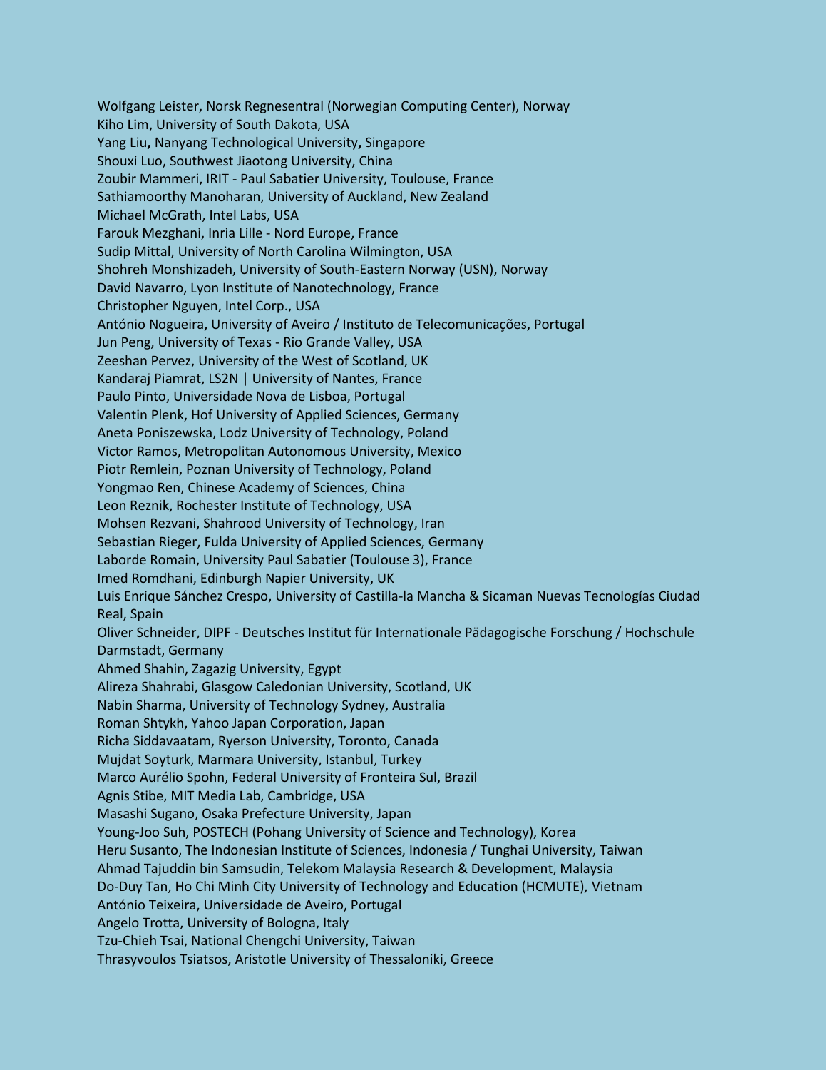Wolfgang Leister, Norsk Regnesentral (Norwegian Computing Center), Norway
Kiho Lim, University of South Dakota, USA
Yang Liu**,** Nanyang Technological University**,** Singapore
Shouxi Luo, Southwest Jiaotong University, China
Zoubir Mammeri, IRIT - Paul Sabatier University, Toulouse, France
Sathiamoorthy Manoharan, University of Auckland, New Zealand
Michael McGrath, Intel Labs, USA
Farouk Mezghani, Inria Lille - Nord Europe, France
Sudip Mittal, University of North Carolina Wilmington, USA
Shohreh Monshizadeh, University of South-Eastern Norway (USN), Norway
David Navarro, Lyon Institute of Nanotechnology, France
Christopher Nguyen, Intel Corp., USA
António Nogueira, University of Aveiro / Instituto de Telecomunicações, Portugal
Jun Peng, University of Texas - Rio Grande Valley, USA
Zeeshan Pervez, University of the West of Scotland, UK
Kandaraj Piamrat, LS2N | University of Nantes, France
Paulo Pinto, Universidade Nova de Lisboa, Portugal
Valentin Plenk, Hof University of Applied Sciences, Germany
Aneta Poniszewska, Lodz University of Technology, Poland
Victor Ramos, Metropolitan Autonomous University, Mexico
Piotr Remlein, Poznan University of Technology, Poland
Yongmao Ren, Chinese Academy of Sciences, China
Leon Reznik, Rochester Institute of Technology, USA
Mohsen Rezvani, Shahrood University of Technology, Iran
Sebastian Rieger, Fulda University of Applied Sciences, Germany
Laborde Romain, University Paul Sabatier (Toulouse 3), France
Imed Romdhani, Edinburgh Napier University, UK
Luis Enrique Sánchez Crespo, University of Castilla-la Mancha & Sicaman Nuevas Tecnologías Ciudad Real, Spain
Oliver Schneider, DIPF - Deutsches Institut für Internationale Pädagogische Forschung / Hochschule Darmstadt, Germany
Ahmed Shahin, Zagazig University, Egypt
Alireza Shahrabi, Glasgow Caledonian University, Scotland, UK
Nabin Sharma, University of Technology Sydney, Australia
Roman Shtykh, Yahoo Japan Corporation, Japan
Richa Siddavaatam, Ryerson University, Toronto, Canada
Mujdat Soyturk, Marmara University, Istanbul, Turkey
Marco Aurélio Spohn, Federal University of Fronteira Sul, Brazil
Agnis Stibe, MIT Media Lab, Cambridge, USA
Masashi Sugano, Osaka Prefecture University, Japan
Young-Joo Suh, POSTECH (Pohang University of Science and Technology), Korea
Heru Susanto, The Indonesian Institute of Sciences, Indonesia / Tunghai University, Taiwan
Ahmad Tajuddin bin Samsudin, Telekom Malaysia Research & Development, Malaysia
Do-Duy Tan, Ho Chi Minh City University of Technology and Education (HCMUTE), Vietnam
António Teixeira, Universidade de Aveiro, Portugal
Angelo Trotta, University of Bologna, Italy
Tzu-Chieh Tsai, National Chengchi University, Taiwan
Thrasyvoulos Tsiatsos, Aristotle University of Thessaloniki, Greece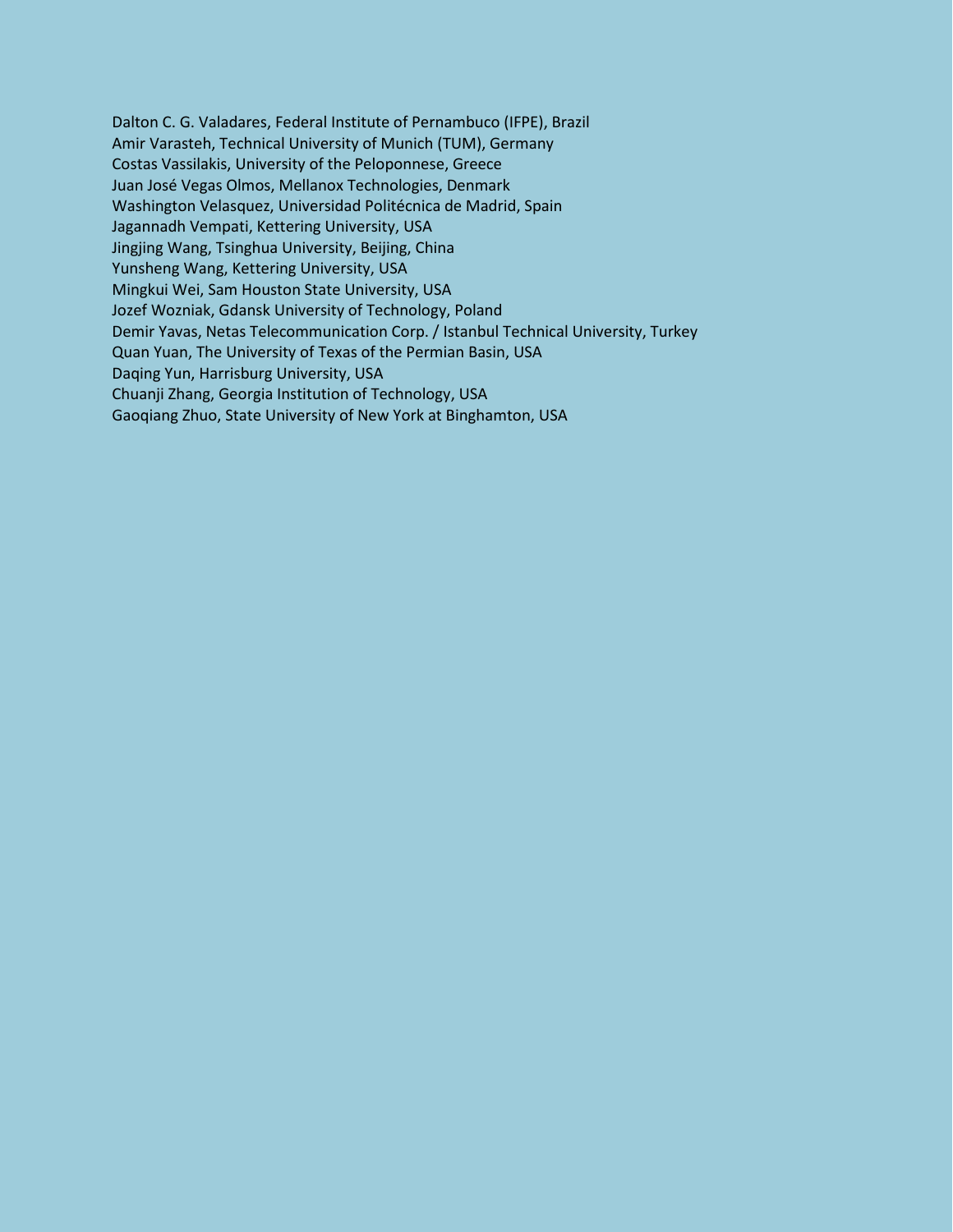Dalton C. G. Valadares, Federal Institute of Pernambuco (IFPE), Brazil
Amir Varasteh, Technical University of Munich (TUM), Germany
Costas Vassilakis, University of the Peloponnese, Greece
Juan José Vegas Olmos, Mellanox Technologies, Denmark
Washington Velasquez, Universidad Politécnica de Madrid, Spain
Jagannadh Vempati, Kettering University, USA
Jingjing Wang, Tsinghua University, Beijing, China
Yunsheng Wang, Kettering University, USA
Mingkui Wei, Sam Houston State University, USA
Jozef Wozniak, Gdansk University of Technology, Poland
Demir Yavas, Netas Telecommunication Corp. / Istanbul Technical University, Turkey
Quan Yuan, The University of Texas of the Permian Basin, USA
Daqing Yun, Harrisburg University, USA
Chuanji Zhang, Georgia Institution of Technology, USA
Gaoqiang Zhuo, State University of New York at Binghamton, USA